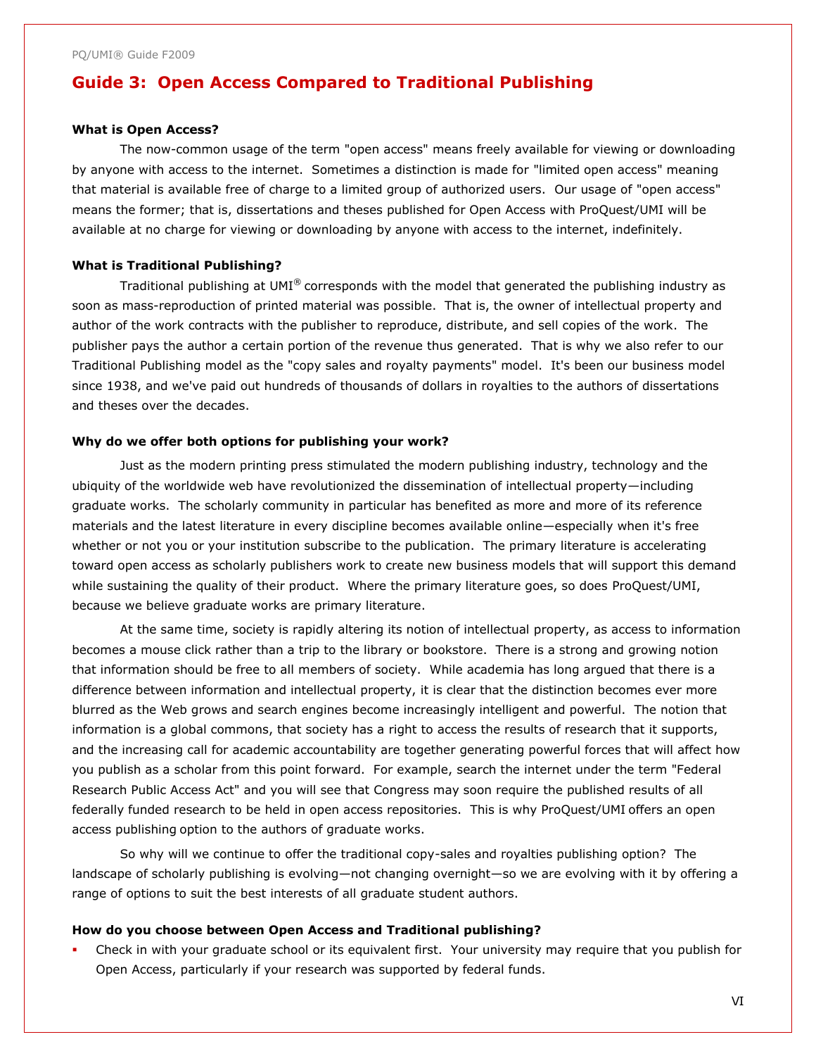# Guide 3: Open Access Compared to Traditional Publishing

**What is Open Access?**

The now-common usage of the term "open access" means freely available for viewing or downloading by anyone with access to the internet. Sometimes a distinction is made for "limited open access" meaning that material is available free of charge to a limited group of authorized users. Our usage of "open access" means the former; that is, dissertations and theses published for Open Access with ProQuest/UMI will be available at no charge for viewing or downloading by anyone with access to the internet, indefinitely.

**What is Traditional Publishing?**

Traditional publishing at UMI® corresponds with the model that generated the publishing industry as soon as mass-reproduction of printed material was possible. That is, the owner of intellectual property and author of the work contracts with the publisher to reproduce, distribute, and sell copies of the work. The publisher pays the author a certain portion of the revenue thus generated. That is why we also refer to our Traditional Publishing model as the "copy sales and royalty payments" model. It's been our business model since 1938, and we've paid out hundreds of thousands of dollars in royalties to the authors of dissertations and theses over the decades.

**Why do we offer both options for publishing your work?**

Just as the modern printing press stimulated the modern publishing industry, technology and the ubiquity of the worldwide web have revolutionized the dissemination of intellectual property—including graduate works. The scholarly community in particular has benefited as more and more of its reference materials and the latest literature in every discipline becomes available online—especially when it's free whether or not you or your institution subscribe to the publication. The primary literature is accelerating toward open access as scholarly publishers work to create new business models that will support this demand while sustaining the quality of their product. Where the primary literature goes, so does ProQuest/UMI, because we believe graduate works are primary literature.

At the same time, society is rapidly altering its notion of intellectual property, as access to information becomes a mouse click rather than a trip to the library or bookstore. There is a strong and growing notion that information should be free to all members of society. While academia has long argued that there is a difference between information and intellectual property, it is clear that the distinction becomes ever more blurred as the Web grows and search engines become increasingly intelligent and powerful. The notion that information is a global commons, that society has a right to access the results of research that it supports, and the increasing call for academic accountability are together generating powerful forces that will affect how you publish as a scholar from this point forward. For example, search the internet under the term "Federal Research Public Access Act" and you will see that Congress may soon require the published results of all federally funded research to be held in open access repositories. This is why ProQuest/UMI offers an open access publishing option to the authors of graduate works.

So why will we continue to offer the traditional copy-sales and royalties publishing option? The landscape of scholarly publishing is evolving—not changing overnight—so we are evolving with it by offering a range of options to suit the best interests of all graduate student authors.

**How do you choose between Open Access and Traditional publishing?**

- Check in with your graduate school or its equivalent first. Your university may require that you publish for Open Access, particularly if your research was supported by federal funds.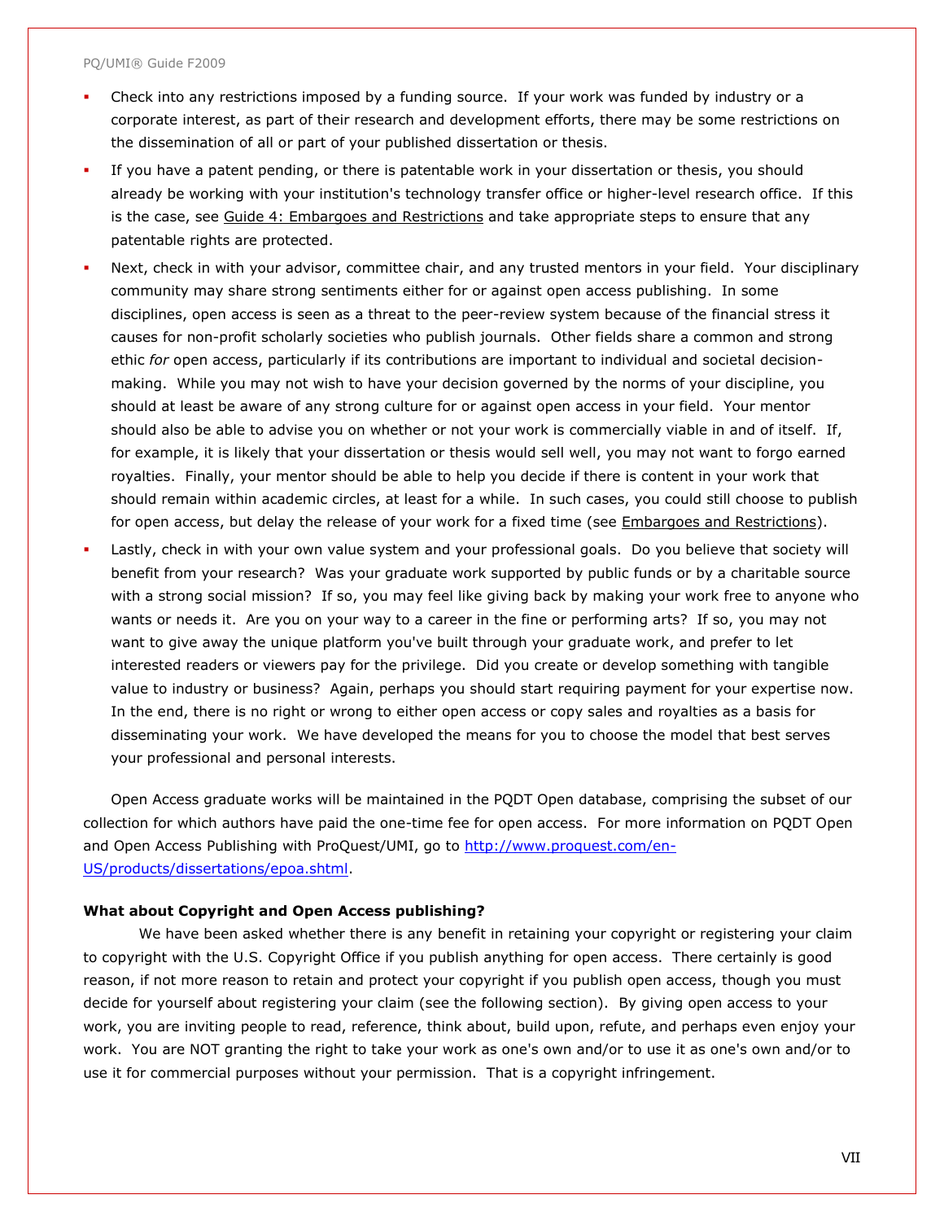- Check into any restrictions imposed by a funding source. If your work was funded by industry or a corporate interest, as part of their research and development efforts, there may be some restrictions on the dissemination of all or part of your published dissertation or thesis.
- If you have a patent pending, or there is patentable work in your dissertation or thesis, you should already be working with your institution's technology transfer office or higher-level research office. If this is the case, see Guide 4: Embargoes and Restrictions and take appropriate steps to ensure that any patentable rights are protected.
- Next, check in with your advisor, committee chair, and any trusted mentors in your field. Your disciplinary community may share strong sentiments either for or against open access publishing. In some disciplines, open access is seen as a threat to the peer-review system because of the financial stress it causes for non-profit scholarly societies who publish journals. Other fields share a common and strong ethic *for* open access, particularly if its contributions are important to individual and societal decision-making. While you may not wish to have your decision governed by the norms of your discipline, you should at least be aware of any strong culture for or against open access in your field. Your mentor should also be able to advise you on whether or not your work is commercially viable in and of itself. If, for example, it is likely that your dissertation or thesis would sell well, you may not want to forgo earned royalties. Finally, your mentor should be able to help you decide if there is content in your work that should remain within academic circles, at least for a while. In such cases, you could still choose to publish for open access, but delay the release of your work for a fixed time (see Embargoes and Restrictions).
- Lastly, check in with your own value system and your professional goals. Do you believe that society will benefit from your research? Was your graduate work supported by public funds or by a charitable source with a strong social mission? If so, you may feel like giving back by making your work free to anyone who wants or needs it. Are you on your way to a career in the fine or performing arts? If so, you may not want to give away the unique platform you've built through your graduate work, and prefer to let interested readers or viewers pay for the privilege. Did you create or develop something with tangible value to industry or business? Again, perhaps you should start requiring payment for your expertise now. In the end, there is no right or wrong to either open access or copy sales and royalties as a basis for disseminating your work. We have developed the means for you to choose the model that best serves your professional and personal interests.

Open Access graduate works will be maintained in the PQDT Open database, comprising the subset of our collection for which authors have paid the one-time fee for open access. For more information on PQDT Open and Open Access Publishing with ProQuest/UMI, go to http://www.proquest.com/en-US/products/dissertations/epoa.shtml.

**What about Copyright and Open Access publishing?**

We have been asked whether there is any benefit in retaining your copyright or registering your claim to copyright with the U.S. Copyright Office if you publish anything for open access. There certainly is good reason, if not more reason to retain and protect your copyright if you publish open access, though you must decide for yourself about registering your claim (see the following section). By giving open access to your work, you are inviting people to read, reference, think about, build upon, refute, and perhaps even enjoy your work. You are NOT granting the right to take your work as one's own and/or to use it as one's own and/or to use it for commercial purposes without your permission. That is a copyright infringement.